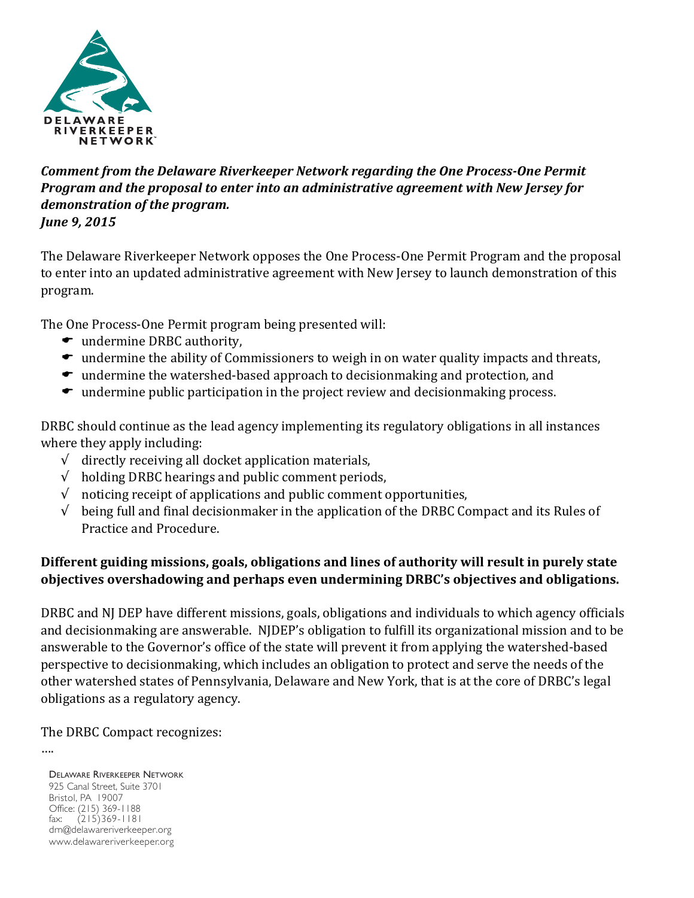DELAWARE RIVERKEEPER NETWORK

***Comment from the Delaware Riverkeeper Network regarding the One Process-One Permit Program and the proposal to enter into an administrative agreement with New Jersey for demonstration of the program.***
***June 9, 2015***

The Delaware Riverkeeper Network opposes the One Process-One Permit Program and the proposal to enter into an updated administrative agreement with New Jersey to launch demonstration of this program.

The One Process-One Permit program being presented will:

- undermine DRBC authority,
- undermine the ability of Commissioners to weigh in on water quality impacts and threats,
- undermine the watershed-based approach to decisionmaking and protection, and
- undermine public participation in the project review and decisionmaking process.

DRBC should continue as the lead agency implementing its regulatory obligations in all instances where they apply including:

- √ directly receiving all docket application materials,
- √ holding DRBC hearings and public comment periods,
- √ noticing receipt of applications and public comment opportunities,
- √ being full and final decisionmaker in the application of the DRBC Compact and its Rules of Practice and Procedure.

**Different guiding missions, goals, obligations and lines of authority will result in purely state objectives overshadowing and perhaps even undermining DRBC's objectives and obligations.**

DRBC and NJ DEP have different missions, goals, obligations and individuals to which agency officials and decisionmaking are answerable. NJDEP's obligation to fulfill its organizational mission and to be answerable to the Governor's office of the state will prevent it from applying the watershed-based perspective to decisionmaking, which includes an obligation to protect and serve the needs of the other watershed states of Pennsylvania, Delaware and New York, that is at the core of DRBC's legal obligations as a regulatory agency.

The DRBC Compact recognizes:

….

Delaware Riverkeeper Network
925 Canal Street, Suite 3701
Bristol, PA 19007
Office: (215) 369-1188
fax: (215)369-1181
drn@delawareriverkeeper.org
www.delawareriverkeeper.org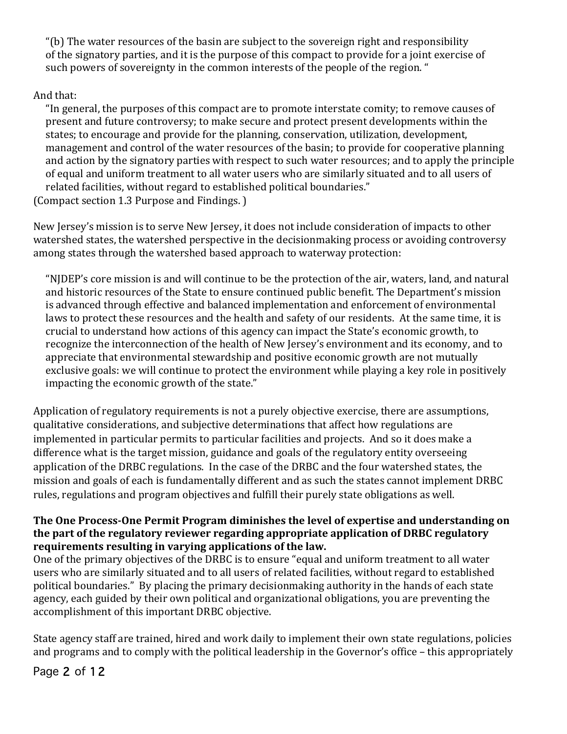> "(b) The water resources of the basin are subject to the sovereign right and responsibility of the signatory parties, and it is the purpose of this compact to provide for a joint exercise of such powers of sovereignty in the common interests of the people of the region. "

And that:

> "In general, the purposes of this compact are to promote interstate comity; to remove causes of present and future controversy; to make secure and protect present developments within the states; to encourage and provide for the planning, conservation, utilization, development, management and control of the water resources of the basin; to provide for cooperative planning and action by the signatory parties with respect to such water resources; and to apply the principle of equal and uniform treatment to all water users who are similarly situated and to all users of related facilities, without regard to established political boundaries."

(Compact section 1.3 Purpose and Findings. )

New Jersey's mission is to serve New Jersey, it does not include consideration of impacts to other watershed states, the watershed perspective in the decisionmaking process or avoiding controversy among states through the watershed based approach to waterway protection:

> "NJDEP's core mission is and will continue to be the protection of the air, waters, land, and natural and historic resources of the State to ensure continued public benefit. The Department's mission is advanced through effective and balanced implementation and enforcement of environmental laws to protect these resources and the health and safety of our residents. At the same time, it is crucial to understand how actions of this agency can impact the State's economic growth, to recognize the interconnection of the health of New Jersey's environment and its economy, and to appreciate that environmental stewardship and positive economic growth are not mutually exclusive goals: we will continue to protect the environment while playing a key role in positively impacting the economic growth of the state."

Application of regulatory requirements is not a purely objective exercise, there are assumptions, qualitative considerations, and subjective determinations that affect how regulations are implemented in particular permits to particular facilities and projects. And so it does make a difference what is the target mission, guidance and goals of the regulatory entity overseeing application of the DRBC regulations. In the case of the DRBC and the four watershed states, the mission and goals of each is fundamentally different and as such the states cannot implement DRBC rules, regulations and program objectives and fulfill their purely state obligations as well.

**The One Process-One Permit Program diminishes the level of expertise and understanding on the part of the regulatory reviewer regarding appropriate application of DRBC regulatory requirements resulting in varying applications of the law.**

One of the primary objectives of the DRBC is to ensure "equal and uniform treatment to all water users who are similarly situated and to all users of related facilities, without regard to established political boundaries." By placing the primary decisionmaking authority in the hands of each state agency, each guided by their own political and organizational obligations, you are preventing the accomplishment of this important DRBC objective.

State agency staff are trained, hired and work daily to implement their own state regulations, policies and programs and to comply with the political leadership in the Governor's office – this appropriately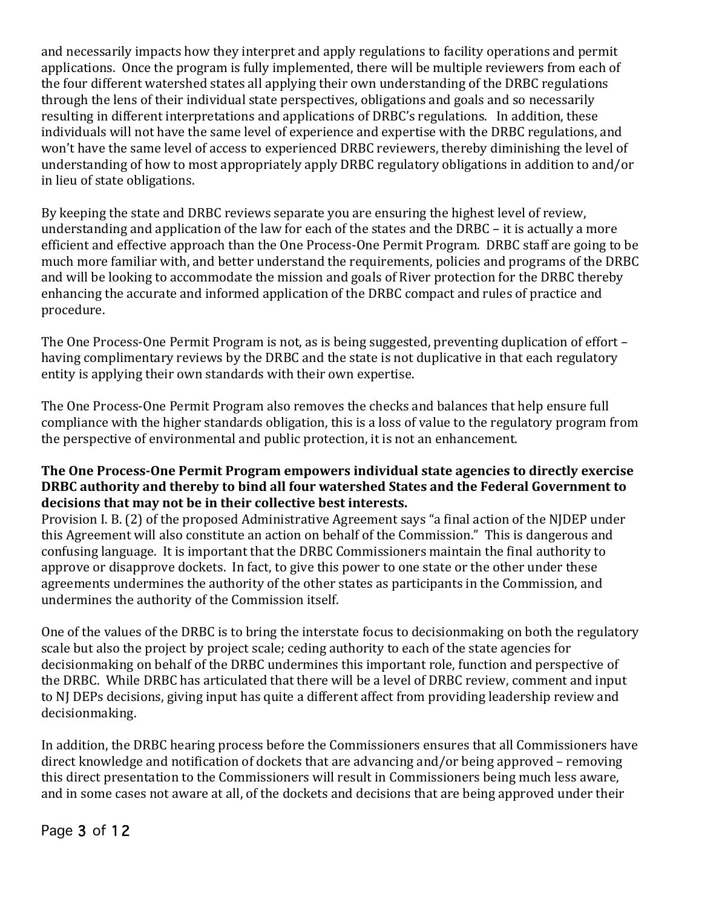and necessarily impacts how they interpret and apply regulations to facility operations and permit applications. Once the program is fully implemented, there will be multiple reviewers from each of the four different watershed states all applying their own understanding of the DRBC regulations through the lens of their individual state perspectives, obligations and goals and so necessarily resulting in different interpretations and applications of DRBC's regulations. In addition, these individuals will not have the same level of experience and expertise with the DRBC regulations, and won't have the same level of access to experienced DRBC reviewers, thereby diminishing the level of understanding of how to most appropriately apply DRBC regulatory obligations in addition to and/or in lieu of state obligations.

By keeping the state and DRBC reviews separate you are ensuring the highest level of review, understanding and application of the law for each of the states and the DRBC – it is actually a more efficient and effective approach than the One Process-One Permit Program. DRBC staff are going to be much more familiar with, and better understand the requirements, policies and programs of the DRBC and will be looking to accommodate the mission and goals of River protection for the DRBC thereby enhancing the accurate and informed application of the DRBC compact and rules of practice and procedure.

The One Process-One Permit Program is not, as is being suggested, preventing duplication of effort – having complimentary reviews by the DRBC and the state is not duplicative in that each regulatory entity is applying their own standards with their own expertise.

The One Process-One Permit Program also removes the checks and balances that help ensure full compliance with the higher standards obligation, this is a loss of value to the regulatory program from the perspective of environmental and public protection, it is not an enhancement.

**The One Process-One Permit Program empowers individual state agencies to directly exercise DRBC authority and thereby to bind all four watershed States and the Federal Government to decisions that may not be in their collective best interests.**

Provision I. B. (2) of the proposed Administrative Agreement says "a final action of the NJDEP under this Agreement will also constitute an action on behalf of the Commission." This is dangerous and confusing language. It is important that the DRBC Commissioners maintain the final authority to approve or disapprove dockets. In fact, to give this power to one state or the other under these agreements undermines the authority of the other states as participants in the Commission, and undermines the authority of the Commission itself.

One of the values of the DRBC is to bring the interstate focus to decisionmaking on both the regulatory scale but also the project by project scale; ceding authority to each of the state agencies for decisionmaking on behalf of the DRBC undermines this important role, function and perspective of the DRBC. While DRBC has articulated that there will be a level of DRBC review, comment and input to NJ DEPs decisions, giving input has quite a different affect from providing leadership review and decisionmaking.

In addition, the DRBC hearing process before the Commissioners ensures that all Commissioners have direct knowledge and notification of dockets that are advancing and/or being approved – removing this direct presentation to the Commissioners will result in Commissioners being much less aware, and in some cases not aware at all, of the dockets and decisions that are being approved under their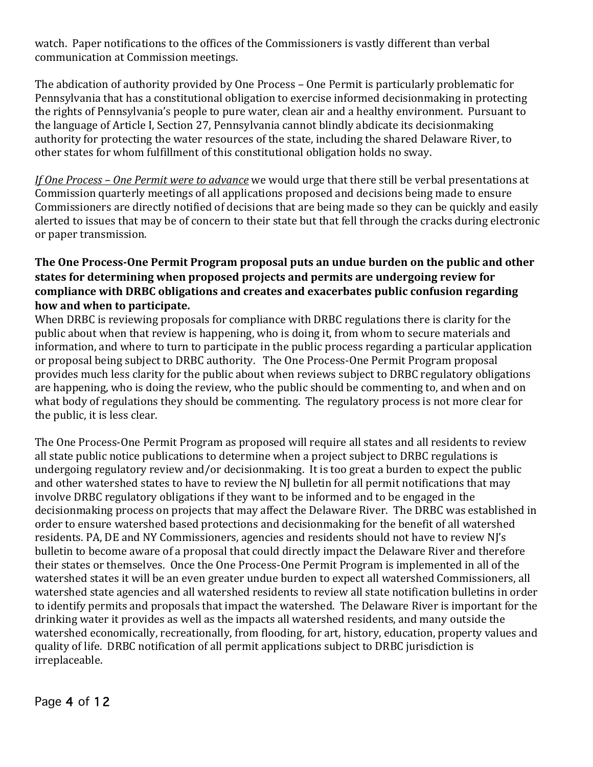watch. Paper notifications to the offices of the Commissioners is vastly different than verbal communication at Commission meetings.

The abdication of authority provided by One Process – One Permit is particularly problematic for Pennsylvania that has a constitutional obligation to exercise informed decisionmaking in protecting the rights of Pennsylvania's people to pure water, clean air and a healthy environment. Pursuant to the language of Article I, Section 27, Pennsylvania cannot blindly abdicate its decisionmaking authority for protecting the water resources of the state, including the shared Delaware River, to other states for whom fulfillment of this constitutional obligation holds no sway.

*If One Process – One Permit were to advance* we would urge that there still be verbal presentations at Commission quarterly meetings of all applications proposed and decisions being made to ensure Commissioners are directly notified of decisions that are being made so they can be quickly and easily alerted to issues that may be of concern to their state but that fell through the cracks during electronic or paper transmission.

**The One Process-One Permit Program proposal puts an undue burden on the public and other states for determining when proposed projects and permits are undergoing review for compliance with DRBC obligations and creates and exacerbates public confusion regarding how and when to participate.**

When DRBC is reviewing proposals for compliance with DRBC regulations there is clarity for the public about when that review is happening, who is doing it, from whom to secure materials and information, and where to turn to participate in the public process regarding a particular application or proposal being subject to DRBC authority. The One Process-One Permit Program proposal provides much less clarity for the public about when reviews subject to DRBC regulatory obligations are happening, who is doing the review, who the public should be commenting to, and when and on what body of regulations they should be commenting. The regulatory process is not more clear for the public, it is less clear.

The One Process-One Permit Program as proposed will require all states and all residents to review all state public notice publications to determine when a project subject to DRBC regulations is undergoing regulatory review and/or decisionmaking. It is too great a burden to expect the public and other watershed states to have to review the NJ bulletin for all permit notifications that may involve DRBC regulatory obligations if they want to be informed and to be engaged in the decisionmaking process on projects that may affect the Delaware River. The DRBC was established in order to ensure watershed based protections and decisionmaking for the benefit of all watershed residents. PA, DE and NY Commissioners, agencies and residents should not have to review NJ's bulletin to become aware of a proposal that could directly impact the Delaware River and therefore their states or themselves. Once the One Process-One Permit Program is implemented in all of the watershed states it will be an even greater undue burden to expect all watershed Commissioners, all watershed state agencies and all watershed residents to review all state notification bulletins in order to identify permits and proposals that impact the watershed. The Delaware River is important for the drinking water it provides as well as the impacts all watershed residents, and many outside the watershed economically, recreationally, from flooding, for art, history, education, property values and quality of life. DRBC notification of all permit applications subject to DRBC jurisdiction is irreplaceable.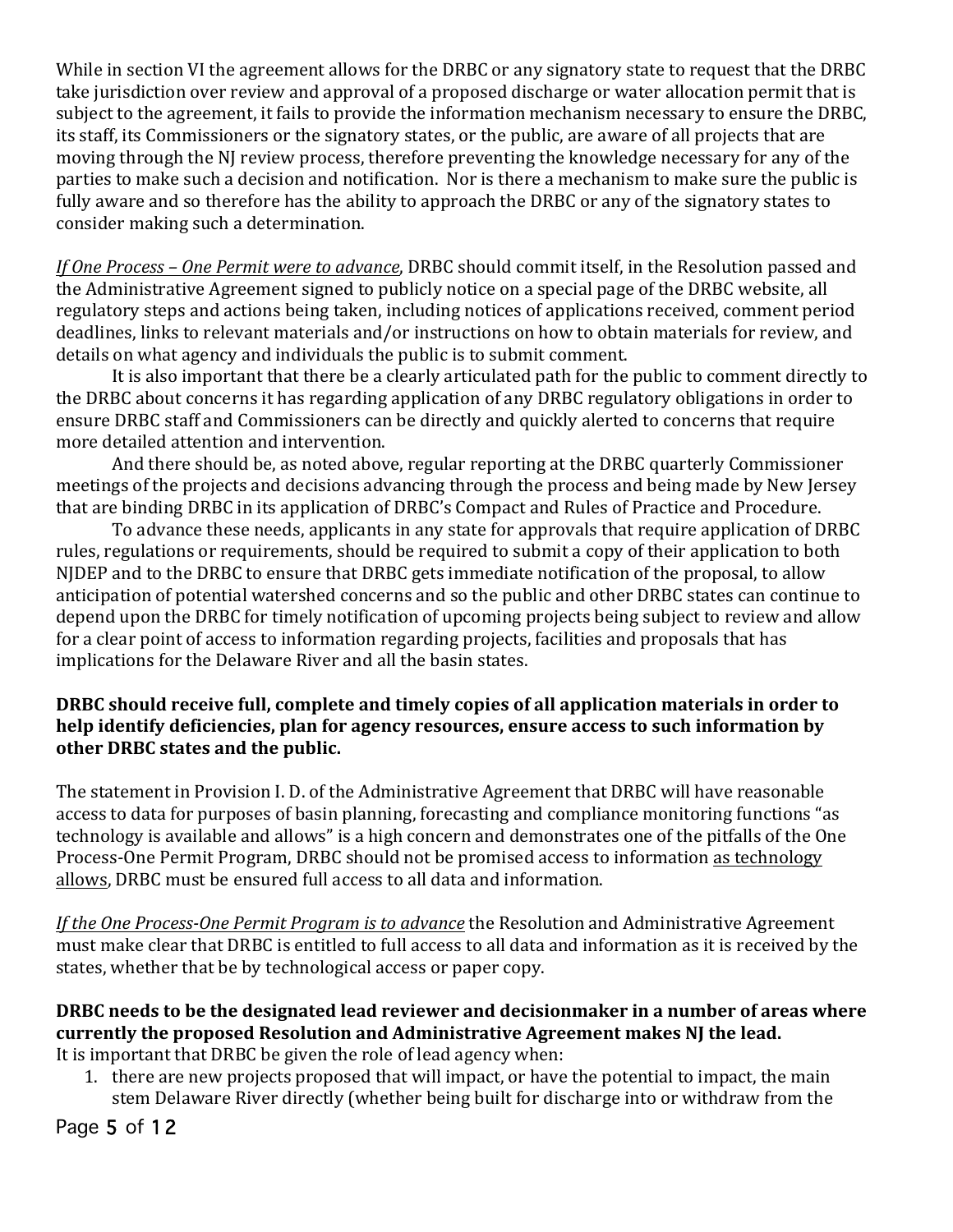While in section VI the agreement allows for the DRBC or any signatory state to request that the DRBC take jurisdiction over review and approval of a proposed discharge or water allocation permit that is subject to the agreement, it fails to provide the information mechanism necessary to ensure the DRBC, its staff, its Commissioners or the signatory states, or the public, are aware of all projects that are moving through the NJ review process, therefore preventing the knowledge necessary for any of the parties to make such a decision and notification. Nor is there a mechanism to make sure the public is fully aware and so therefore has the ability to approach the DRBC or any of the signatory states to consider making such a determination.

_If One Process – One Permit were to advance_, DRBC should commit itself, in the Resolution passed and the Administrative Agreement signed to publicly notice on a special page of the DRBC website, all regulatory steps and actions being taken, including notices of applications received, comment period deadlines, links to relevant materials and/or instructions on how to obtain materials for review, and details on what agency and individuals the public is to submit comment.

It is also important that there be a clearly articulated path for the public to comment directly to the DRBC about concerns it has regarding application of any DRBC regulatory obligations in order to ensure DRBC staff and Commissioners can be directly and quickly alerted to concerns that require more detailed attention and intervention.

And there should be, as noted above, regular reporting at the DRBC quarterly Commissioner meetings of the projects and decisions advancing through the process and being made by New Jersey that are binding DRBC in its application of DRBC's Compact and Rules of Practice and Procedure.

To advance these needs, applicants in any state for approvals that require application of DRBC rules, regulations or requirements, should be required to submit a copy of their application to both NJDEP and to the DRBC to ensure that DRBC gets immediate notification of the proposal, to allow anticipation of potential watershed concerns and so the public and other DRBC states can continue to depend upon the DRBC for timely notification of upcoming projects being subject to review and allow for a clear point of access to information regarding projects, facilities and proposals that has implications for the Delaware River and all the basin states.

**DRBC should receive full, complete and timely copies of all application materials in order to help identify deficiencies, plan for agency resources, ensure access to such information by other DRBC states and the public.**

The statement in Provision I. D. of the Administrative Agreement that DRBC will have reasonable access to data for purposes of basin planning, forecasting and compliance monitoring functions "as technology is available and allows" is a high concern and demonstrates one of the pitfalls of the One Process-One Permit Program, DRBC should not be promised access to information <u>as technology allows</u>, DRBC must be ensured full access to all data and information.

_If the One Process-One Permit Program is to advance_ the Resolution and Administrative Agreement must make clear that DRBC is entitled to full access to all data and information as it is received by the states, whether that be by technological access or paper copy.

**DRBC needs to be the designated lead reviewer and decisionmaker in a number of areas where currently the proposed Resolution and Administrative Agreement makes NJ the lead.**

It is important that DRBC be given the role of lead agency when:

1. there are new projects proposed that will impact, or have the potential to impact, the main stem Delaware River directly (whether being built for discharge into or withdraw from the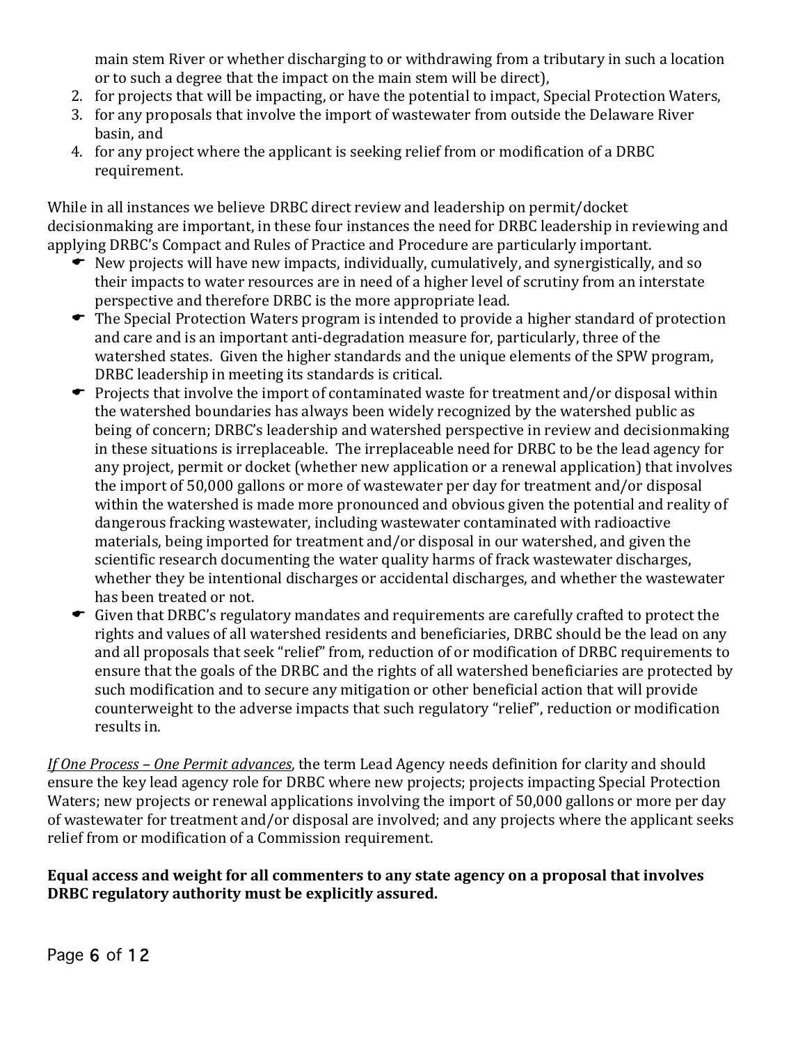main stem River or whether discharging to or withdrawing from a tributary in such a location or to such a degree that the impact on the main stem will be direct),

2. for projects that will be impacting, or have the potential to impact, Special Protection Waters,
3. for any proposals that involve the import of wastewater from outside the Delaware River basin, and
4. for any project where the applicant is seeking relief from or modification of a DRBC requirement.

While in all instances we believe DRBC direct review and leadership on permit/docket decisionmaking are important, in these four instances the need for DRBC leadership in reviewing and applying DRBC's Compact and Rules of Practice and Procedure are particularly important.

- New projects will have new impacts, individually, cumulatively, and synergistically, and so their impacts to water resources are in need of a higher level of scrutiny from an interstate perspective and therefore DRBC is the more appropriate lead.
- The Special Protection Waters program is intended to provide a higher standard of protection and care and is an important anti-degradation measure for, particularly, three of the watershed states. Given the higher standards and the unique elements of the SPW program, DRBC leadership in meeting its standards is critical.
- Projects that involve the import of contaminated waste for treatment and/or disposal within the watershed boundaries has always been widely recognized by the watershed public as being of concern; DRBC's leadership and watershed perspective in review and decisionmaking in these situations is irreplaceable. The irreplaceable need for DRBC to be the lead agency for any project, permit or docket (whether new application or a renewal application) that involves the import of 50,000 gallons or more of wastewater per day for treatment and/or disposal within the watershed is made more pronounced and obvious given the potential and reality of dangerous fracking wastewater, including wastewater contaminated with radioactive materials, being imported for treatment and/or disposal in our watershed, and given the scientific research documenting the water quality harms of frack wastewater discharges, whether they be intentional discharges or accidental discharges, and whether the wastewater has been treated or not.
- Given that DRBC's regulatory mandates and requirements are carefully crafted to protect the rights and values of all watershed residents and beneficiaries, DRBC should be the lead on any and all proposals that seek "relief" from, reduction of or modification of DRBC requirements to ensure that the goals of the DRBC and the rights of all watershed beneficiaries are protected by such modification and to secure any mitigation or other beneficial action that will provide counterweight to the adverse impacts that such regulatory "relief", reduction or modification results in.

*<u>If One Process – One Permit advances</u>*, the term Lead Agency needs definition for clarity and should ensure the key lead agency role for DRBC where new projects; projects impacting Special Protection Waters; new projects or renewal applications involving the import of 50,000 gallons or more per day of wastewater for treatment and/or disposal are involved; and any projects where the applicant seeks relief from or modification of a Commission requirement.

**Equal access and weight for all commenters to any state agency on a proposal that involves DRBC regulatory authority must be explicitly assured.**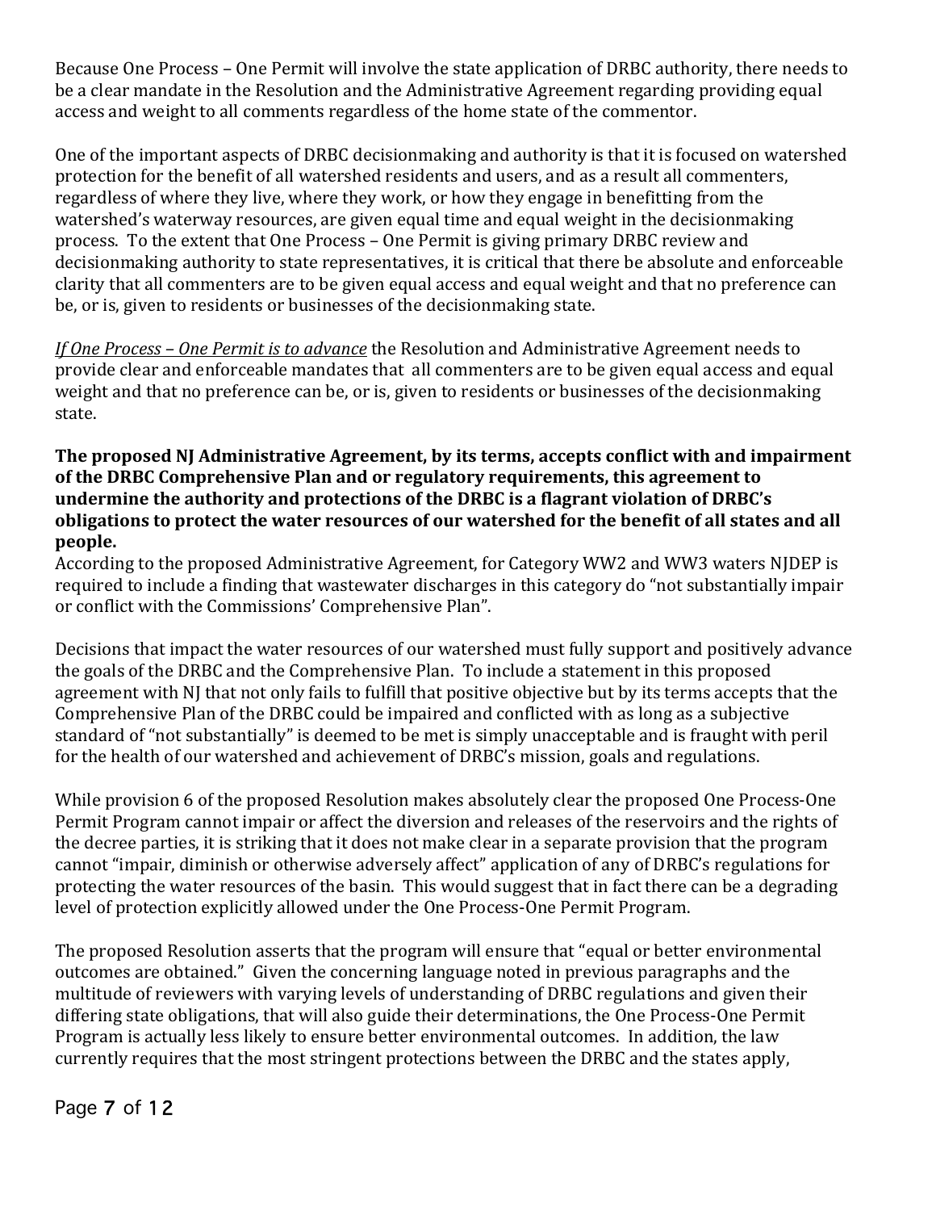Because One Process – One Permit will involve the state application of DRBC authority, there needs to be a clear mandate in the Resolution and the Administrative Agreement regarding providing equal access and weight to all comments regardless of the home state of the commentor.

One of the important aspects of DRBC decisionmaking and authority is that it is focused on watershed protection for the benefit of all watershed residents and users, and as a result all commenters, regardless of where they live, where they work, or how they engage in benefitting from the watershed's waterway resources, are given equal time and equal weight in the decisionmaking process. To the extent that One Process – One Permit is giving primary DRBC review and decisionmaking authority to state representatives, it is critical that there be absolute and enforceable clarity that all commenters are to be given equal access and equal weight and that no preference can be, or is, given to residents or businesses of the decisionmaking state.

*<u>If One Process – One Permit is to advance</u>* the Resolution and Administrative Agreement needs to provide clear and enforceable mandates that all commenters are to be given equal access and equal weight and that no preference can be, or is, given to residents or businesses of the decisionmaking state.

**The proposed NJ Administrative Agreement, by its terms, accepts conflict with and impairment of the DRBC Comprehensive Plan and or regulatory requirements, this agreement to undermine the authority and protections of the DRBC is a flagrant violation of DRBC's obligations to protect the water resources of our watershed for the benefit of all states and all people.**

According to the proposed Administrative Agreement, for Category WW2 and WW3 waters NJDEP is required to include a finding that wastewater discharges in this category do "not substantially impair or conflict with the Commissions' Comprehensive Plan".

Decisions that impact the water resources of our watershed must fully support and positively advance the goals of the DRBC and the Comprehensive Plan. To include a statement in this proposed agreement with NJ that not only fails to fulfill that positive objective but by its terms accepts that the Comprehensive Plan of the DRBC could be impaired and conflicted with as long as a subjective standard of "not substantially" is deemed to be met is simply unacceptable and is fraught with peril for the health of our watershed and achievement of DRBC's mission, goals and regulations.

While provision 6 of the proposed Resolution makes absolutely clear the proposed One Process-One Permit Program cannot impair or affect the diversion and releases of the reservoirs and the rights of the decree parties, it is striking that it does not make clear in a separate provision that the program cannot "impair, diminish or otherwise adversely affect" application of any of DRBC's regulations for protecting the water resources of the basin. This would suggest that in fact there can be a degrading level of protection explicitly allowed under the One Process-One Permit Program.

The proposed Resolution asserts that the program will ensure that "equal or better environmental outcomes are obtained." Given the concerning language noted in previous paragraphs and the multitude of reviewers with varying levels of understanding of DRBC regulations and given their differing state obligations, that will also guide their determinations, the One Process-One Permit Program is actually less likely to ensure better environmental outcomes. In addition, the law currently requires that the most stringent protections between the DRBC and the states apply,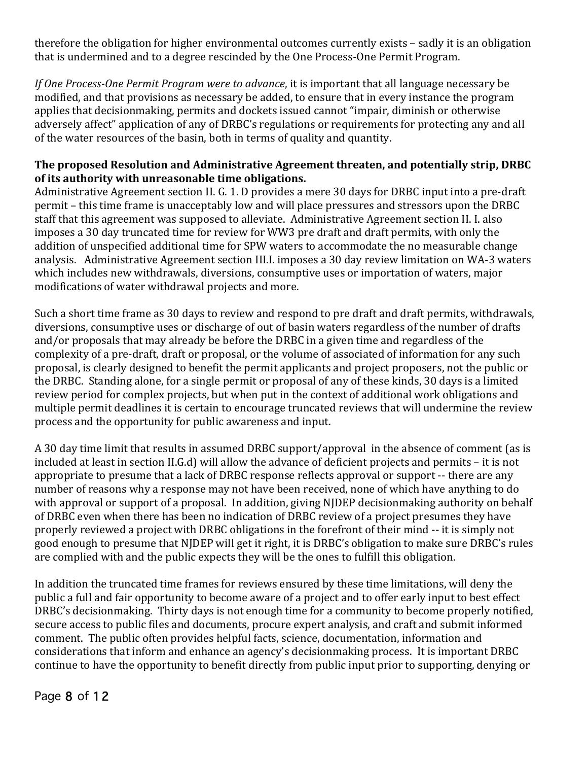therefore the obligation for higher environmental outcomes currently exists – sadly it is an obligation that is undermined and to a degree rescinded by the One Process-One Permit Program.

*If One Process-One Permit Program were to advance*, it is important that all language necessary be modified, and that provisions as necessary be added, to ensure that in every instance the program applies that decisionmaking, permits and dockets issued cannot "impair, diminish or otherwise adversely affect" application of any of DRBC's regulations or requirements for protecting any and all of the water resources of the basin, both in terms of quality and quantity.

**The proposed Resolution and Administrative Agreement threaten, and potentially strip, DRBC of its authority with unreasonable time obligations.**

Administrative Agreement section II. G. 1. D provides a mere 30 days for DRBC input into a pre-draft permit – this time frame is unacceptably low and will place pressures and stressors upon the DRBC staff that this agreement was supposed to alleviate. Administrative Agreement section II. I. also imposes a 30 day truncated time for review for WW3 pre draft and draft permits, with only the addition of unspecified additional time for SPW waters to accommodate the no measurable change analysis. Administrative Agreement section III.I. imposes a 30 day review limitation on WA-3 waters which includes new withdrawals, diversions, consumptive uses or importation of waters, major modifications of water withdrawal projects and more.

Such a short time frame as 30 days to review and respond to pre draft and draft permits, withdrawals, diversions, consumptive uses or discharge of out of basin waters regardless of the number of drafts and/or proposals that may already be before the DRBC in a given time and regardless of the complexity of a pre-draft, draft or proposal, or the volume of associated of information for any such proposal, is clearly designed to benefit the permit applicants and project proposers, not the public or the DRBC. Standing alone, for a single permit or proposal of any of these kinds, 30 days is a limited review period for complex projects, but when put in the context of additional work obligations and multiple permit deadlines it is certain to encourage truncated reviews that will undermine the review process and the opportunity for public awareness and input.

A 30 day time limit that results in assumed DRBC support/approval in the absence of comment (as is included at least in section II.G.d) will allow the advance of deficient projects and permits – it is not appropriate to presume that a lack of DRBC response reflects approval or support -- there are any number of reasons why a response may not have been received, none of which have anything to do with approval or support of a proposal. In addition, giving NJDEP decisionmaking authority on behalf of DRBC even when there has been no indication of DRBC review of a project presumes they have properly reviewed a project with DRBC obligations in the forefront of their mind -- it is simply not good enough to presume that NJDEP will get it right, it is DRBC's obligation to make sure DRBC's rules are complied with and the public expects they will be the ones to fulfill this obligation.

In addition the truncated time frames for reviews ensured by these time limitations, will deny the public a full and fair opportunity to become aware of a project and to offer early input to best effect DRBC's decisionmaking. Thirty days is not enough time for a community to become properly notified, secure access to public files and documents, procure expert analysis, and craft and submit informed comment. The public often provides helpful facts, science, documentation, information and considerations that inform and enhance an agency's decisionmaking process. It is important DRBC continue to have the opportunity to benefit directly from public input prior to supporting, denying or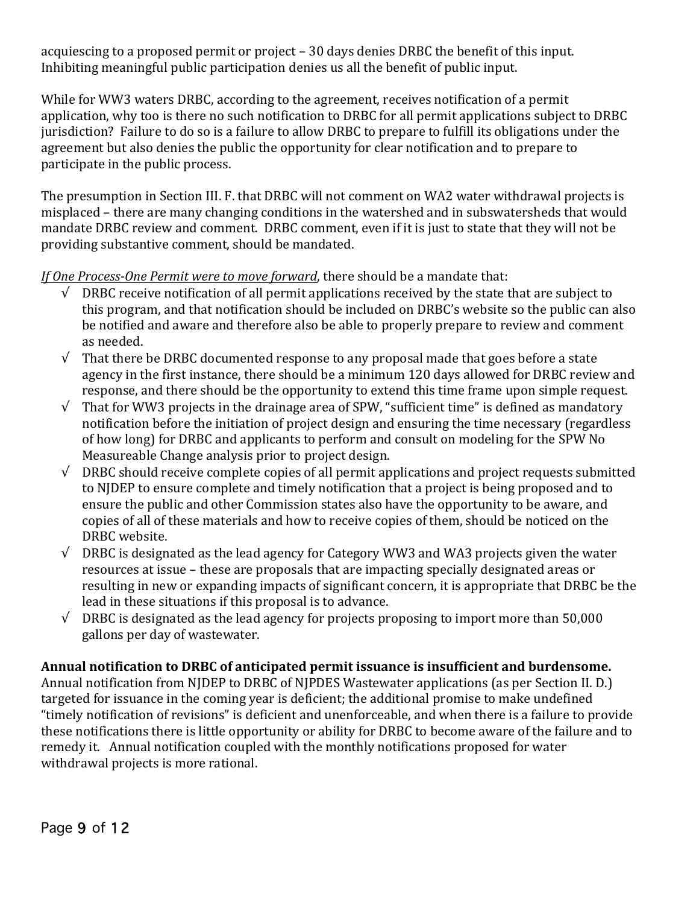acquiescing to a proposed permit or project – 30 days denies DRBC the benefit of this input. Inhibiting meaningful public participation denies us all the benefit of public input.

While for WW3 waters DRBC, according to the agreement, receives notification of a permit application, why too is there no such notification to DRBC for all permit applications subject to DRBC jurisdiction? Failure to do so is a failure to allow DRBC to prepare to fulfill its obligations under the agreement but also denies the public the opportunity for clear notification and to prepare to participate in the public process.

The presumption in Section III. F. that DRBC will not comment on WA2 water withdrawal projects is misplaced – there are many changing conditions in the watershed and in subswatersheds that would mandate DRBC review and comment. DRBC comment, even if it is just to state that they will not be providing substantive comment, should be mandated.

*<u>If One Process-One Permit were to move forward</u>*, there should be a mandate that:

- √ DRBC receive notification of all permit applications received by the state that are subject to this program, and that notification should be included on DRBC's website so the public can also be notified and aware and therefore also be able to properly prepare to review and comment as needed.
- √ That there be DRBC documented response to any proposal made that goes before a state agency in the first instance, there should be a minimum 120 days allowed for DRBC review and response, and there should be the opportunity to extend this time frame upon simple request.
- √ That for WW3 projects in the drainage area of SPW, "sufficient time" is defined as mandatory notification before the initiation of project design and ensuring the time necessary (regardless of how long) for DRBC and applicants to perform and consult on modeling for the SPW No Measureable Change analysis prior to project design.
- √ DRBC should receive complete copies of all permit applications and project requests submitted to NJDEP to ensure complete and timely notification that a project is being proposed and to ensure the public and other Commission states also have the opportunity to be aware, and copies of all of these materials and how to receive copies of them, should be noticed on the DRBC website.
- √ DRBC is designated as the lead agency for Category WW3 and WA3 projects given the water resources at issue – these are proposals that are impacting specially designated areas or resulting in new or expanding impacts of significant concern, it is appropriate that DRBC be the lead in these situations if this proposal is to advance.
- √ DRBC is designated as the lead agency for projects proposing to import more than 50,000 gallons per day of wastewater.

**Annual notification to DRBC of anticipated permit issuance is insufficient and burdensome.** Annual notification from NJDEP to DRBC of NJPDES Wastewater applications (as per Section II. D.) targeted for issuance in the coming year is deficient; the additional promise to make undefined "timely notification of revisions" is deficient and unenforceable, and when there is a failure to provide these notifications there is little opportunity or ability for DRBC to become aware of the failure and to remedy it. Annual notification coupled with the monthly notifications proposed for water withdrawal projects is more rational.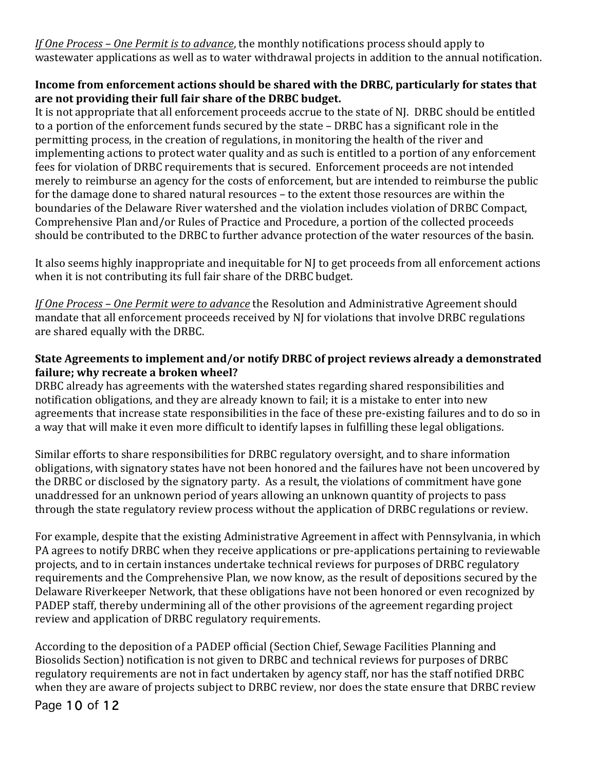*If One Process – One Permit is to advance*, the monthly notifications process should apply to wastewater applications as well as to water withdrawal projects in addition to the annual notification.

**Income from enforcement actions should be shared with the DRBC, particularly for states that are not providing their full fair share of the DRBC budget.**

It is not appropriate that all enforcement proceeds accrue to the state of NJ. DRBC should be entitled to a portion of the enforcement funds secured by the state – DRBC has a significant role in the permitting process, in the creation of regulations, in monitoring the health of the river and implementing actions to protect water quality and as such is entitled to a portion of any enforcement fees for violation of DRBC requirements that is secured. Enforcement proceeds are not intended merely to reimburse an agency for the costs of enforcement, but are intended to reimburse the public for the damage done to shared natural resources – to the extent those resources are within the boundaries of the Delaware River watershed and the violation includes violation of DRBC Compact, Comprehensive Plan and/or Rules of Practice and Procedure, a portion of the collected proceeds should be contributed to the DRBC to further advance protection of the water resources of the basin.

It also seems highly inappropriate and inequitable for NJ to get proceeds from all enforcement actions when it is not contributing its full fair share of the DRBC budget.

*If One Process – One Permit were to advance* the Resolution and Administrative Agreement should mandate that all enforcement proceeds received by NJ for violations that involve DRBC regulations are shared equally with the DRBC.

**State Agreements to implement and/or notify DRBC of project reviews already a demonstrated failure; why recreate a broken wheel?**

DRBC already has agreements with the watershed states regarding shared responsibilities and notification obligations, and they are already known to fail; it is a mistake to enter into new agreements that increase state responsibilities in the face of these pre-existing failures and to do so in a way that will make it even more difficult to identify lapses in fulfilling these legal obligations.

Similar efforts to share responsibilities for DRBC regulatory oversight, and to share information obligations, with signatory states have not been honored and the failures have not been uncovered by the DRBC or disclosed by the signatory party. As a result, the violations of commitment have gone unaddressed for an unknown period of years allowing an unknown quantity of projects to pass through the state regulatory review process without the application of DRBC regulations or review.

For example, despite that the existing Administrative Agreement in affect with Pennsylvania, in which PA agrees to notify DRBC when they receive applications or pre-applications pertaining to reviewable projects, and to in certain instances undertake technical reviews for purposes of DRBC regulatory requirements and the Comprehensive Plan, we now know, as the result of depositions secured by the Delaware Riverkeeper Network, that these obligations have not been honored or even recognized by PADEP staff, thereby undermining all of the other provisions of the agreement regarding project review and application of DRBC regulatory requirements.

According to the deposition of a PADEP official (Section Chief, Sewage Facilities Planning and Biosolids Section) notification is not given to DRBC and technical reviews for purposes of DRBC regulatory requirements are not in fact undertaken by agency staff, nor has the staff notified DRBC when they are aware of projects subject to DRBC review, nor does the state ensure that DRBC review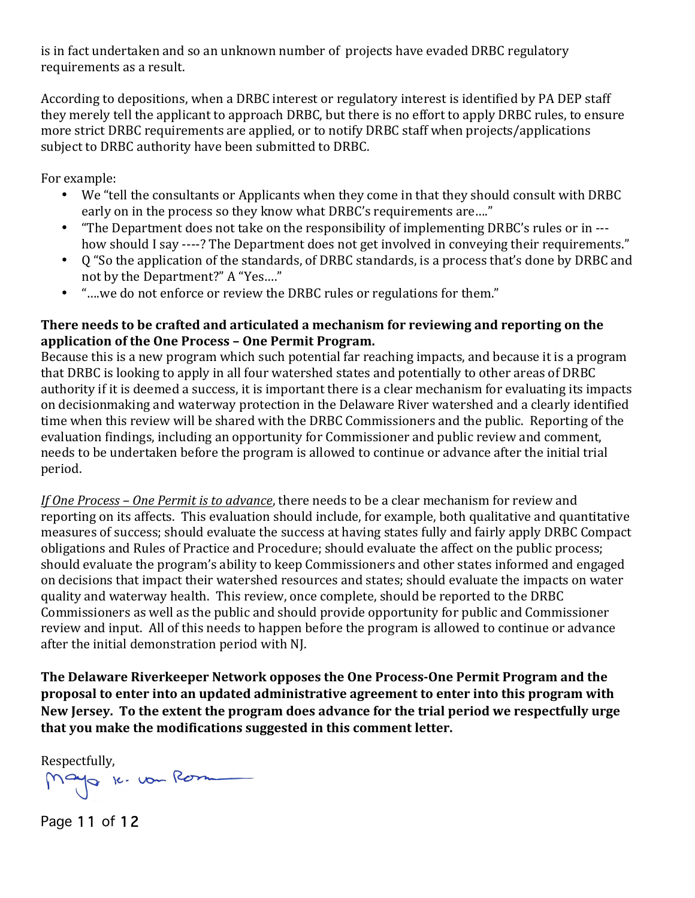is in fact undertaken and so an unknown number of projects have evaded DRBC regulatory requirements as a result.

According to depositions, when a DRBC interest or regulatory interest is identified by PA DEP staff they merely tell the applicant to approach DRBC, but there is no effort to apply DRBC rules, to ensure more strict DRBC requirements are applied, or to notify DRBC staff when projects/applications subject to DRBC authority have been submitted to DRBC.

For example:

- We "tell the consultants or Applicants when they come in that they should consult with DRBC early on in the process so they know what DRBC's requirements are…."
- "The Department does not take on the responsibility of implementing DRBC's rules or in --- how should I say ----? The Department does not get involved in conveying their requirements."
- Q "So the application of the standards, of DRBC standards, is a process that's done by DRBC and not by the Department?" A "Yes…."
- "….we do not enforce or review the DRBC rules or regulations for them."

**There needs to be crafted and articulated a mechanism for reviewing and reporting on the application of the One Process – One Permit Program.**

Because this is a new program which such potential far reaching impacts, and because it is a program that DRBC is looking to apply in all four watershed states and potentially to other areas of DRBC authority if it is deemed a success, it is important there is a clear mechanism for evaluating its impacts on decisionmaking and waterway protection in the Delaware River watershed and a clearly identified time when this review will be shared with the DRBC Commissioners and the public. Reporting of the evaluation findings, including an opportunity for Commissioner and public review and comment, needs to be undertaken before the program is allowed to continue or advance after the initial trial period.

*If One Process – One Permit is to advance*, there needs to be a clear mechanism for review and reporting on its affects. This evaluation should include, for example, both qualitative and quantitative measures of success; should evaluate the success at having states fully and fairly apply DRBC Compact obligations and Rules of Practice and Procedure; should evaluate the affect on the public process; should evaluate the program's ability to keep Commissioners and other states informed and engaged on decisions that impact their watershed resources and states; should evaluate the impacts on water quality and waterway health. This review, once complete, should be reported to the DRBC Commissioners as well as the public and should provide opportunity for public and Commissioner review and input. All of this needs to happen before the program is allowed to continue or advance after the initial demonstration period with NJ.

**The Delaware Riverkeeper Network opposes the One Process-One Permit Program and the proposal to enter into an updated administrative agreement to enter into this program with New Jersey. To the extent the program does advance for the trial period we respectfully urge that you make the modifications suggested in this comment letter.**

Respectfully,

Maya K. van Rossum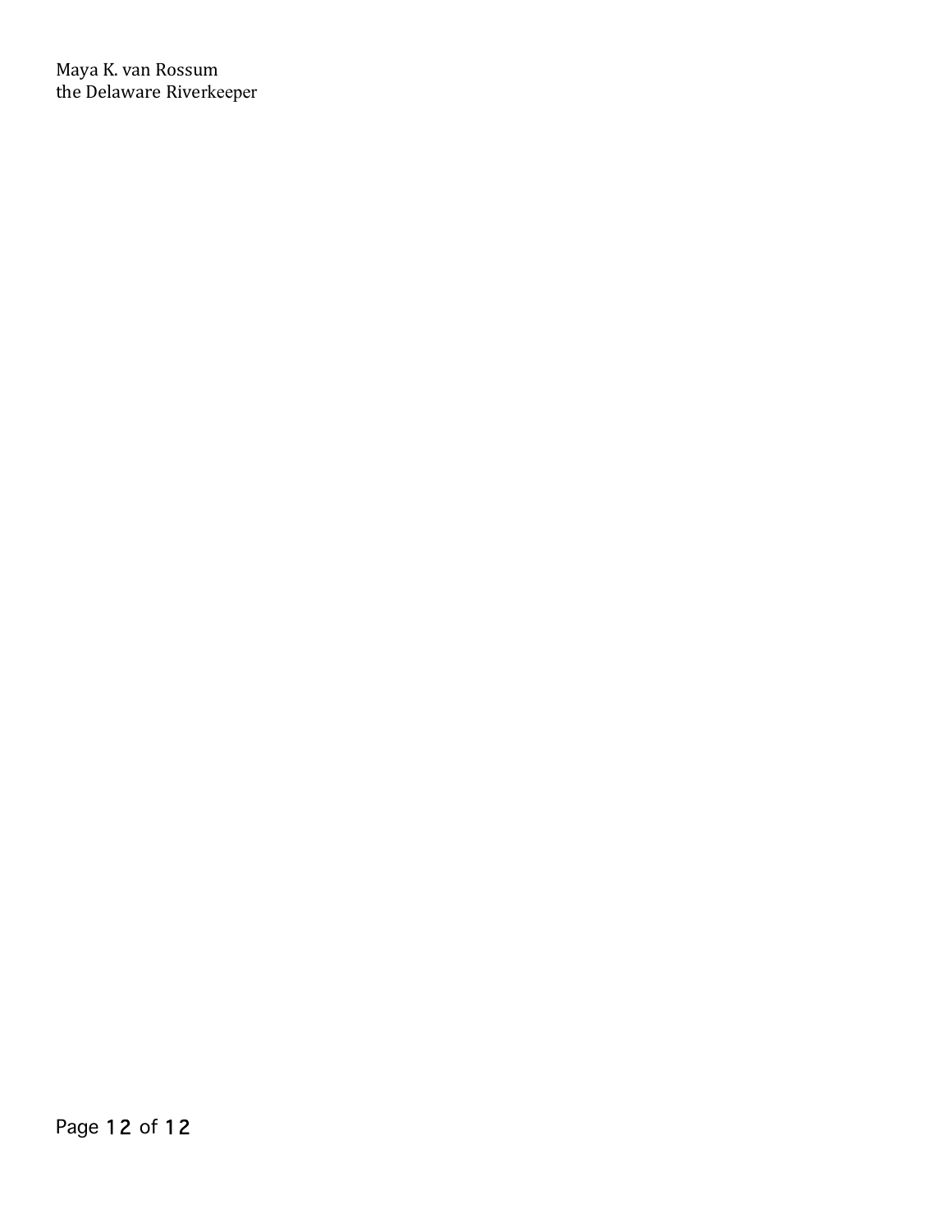Maya K. van Rossum
the Delaware Riverkeeper